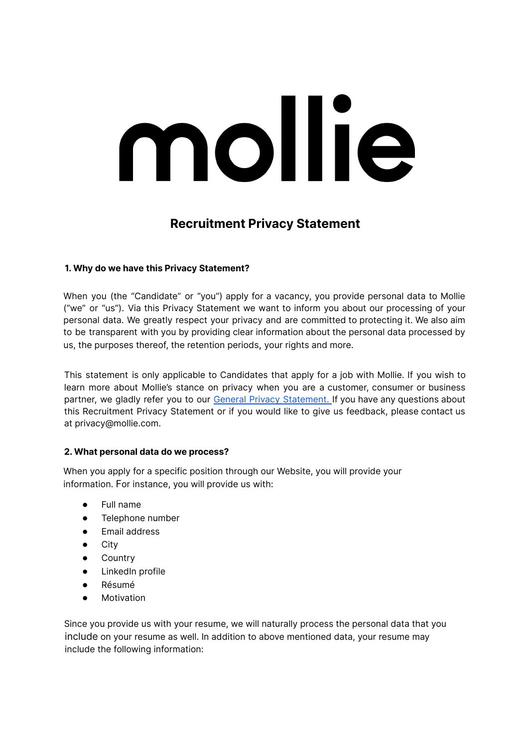mollie

# Recruitment Privacy Statement

### 1. Why do we have this Privacy Statement?

When you (the "Candidate" or "you") apply for a vacancy, you provide personal data to Mollie ("we" or "us"). Via this Privacy Statement we want to inform you about our processing of your personal data. We greatly respect your privacy and are committed to protecting it. We also aim to be transparent with you by providing clear information about the personal data processed by us, the purposes thereof, the retention periods, your rights and more.

This statement is only applicable to Candidates that apply for a job with Mollie. If you wish to learn more about Mollie's stance on privacy when you are a customer, consumer or business partner, we gladly refer you to our [General Privacy Statement.](General Privacy Statement) If you have any questions about this Recruitment Privacy Statement or if you would like to give us feedback, please contact us at privacy@mollie.com.

### 2. What personal data do we process?

When you apply for a specific position through our Website, you will provide your information. For instance, you will provide us with:

- Full name
- Telephone number
- Email address
- City
- Country
- LinkedIn profile
- Résumé
- Motivation

Since you provide us with your resume, we will naturally process the personal data that you include on your resume as well. In addition to above mentioned data, your resume may include the following information: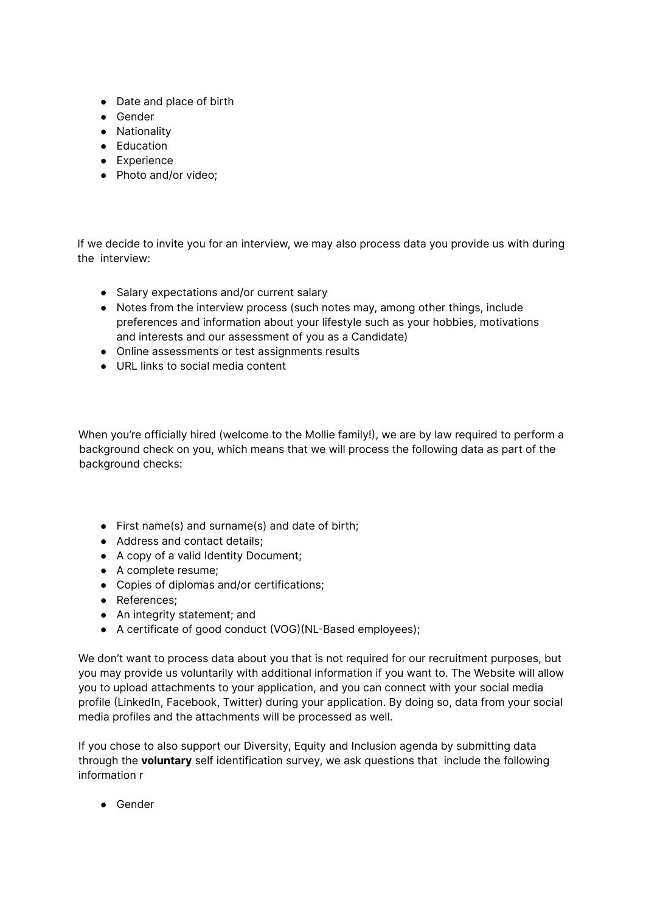- Date and place of birth
- Gender
- Nationality
- Education
- Experience
- Photo and/or video;

If we decide to invite you for an interview, we may also process data you provide us with during the interview:

- Salary expectations and/or current salary
- Notes from the interview process (such notes may, among other things, include preferences and information about your lifestyle such as your hobbies, motivations and interests and our assessment of you as a Candidate)
- Online assessments or test assignments results
- URL links to social media content

When you're officially hired (welcome to the Mollie family!), we are by law required to perform a background check on you, which means that we will process the following data as part of the background checks:

- First name(s) and surname(s) and date of birth;
- Address and contact details;
- A copy of a valid Identity Document;
- A complete resume;
- Copies of diplomas and/or certifications;
- References;
- An integrity statement; and
- A certificate of good conduct (VOG)(NL-Based employees);

We don't want to process data about you that is not required for our recruitment purposes, but you may provide us voluntarily with additional information if you want to. The Website will allow you to upload attachments to your application, and you can connect with your social media profile (LinkedIn, Facebook, Twitter) during your application. By doing so, data from your social media profiles and the attachments will be processed as well.

If you chose to also support our Diversity, Equity and Inclusion agenda by submitting data through the **voluntary** self identification survey, we ask questions that include the following information r

- Gender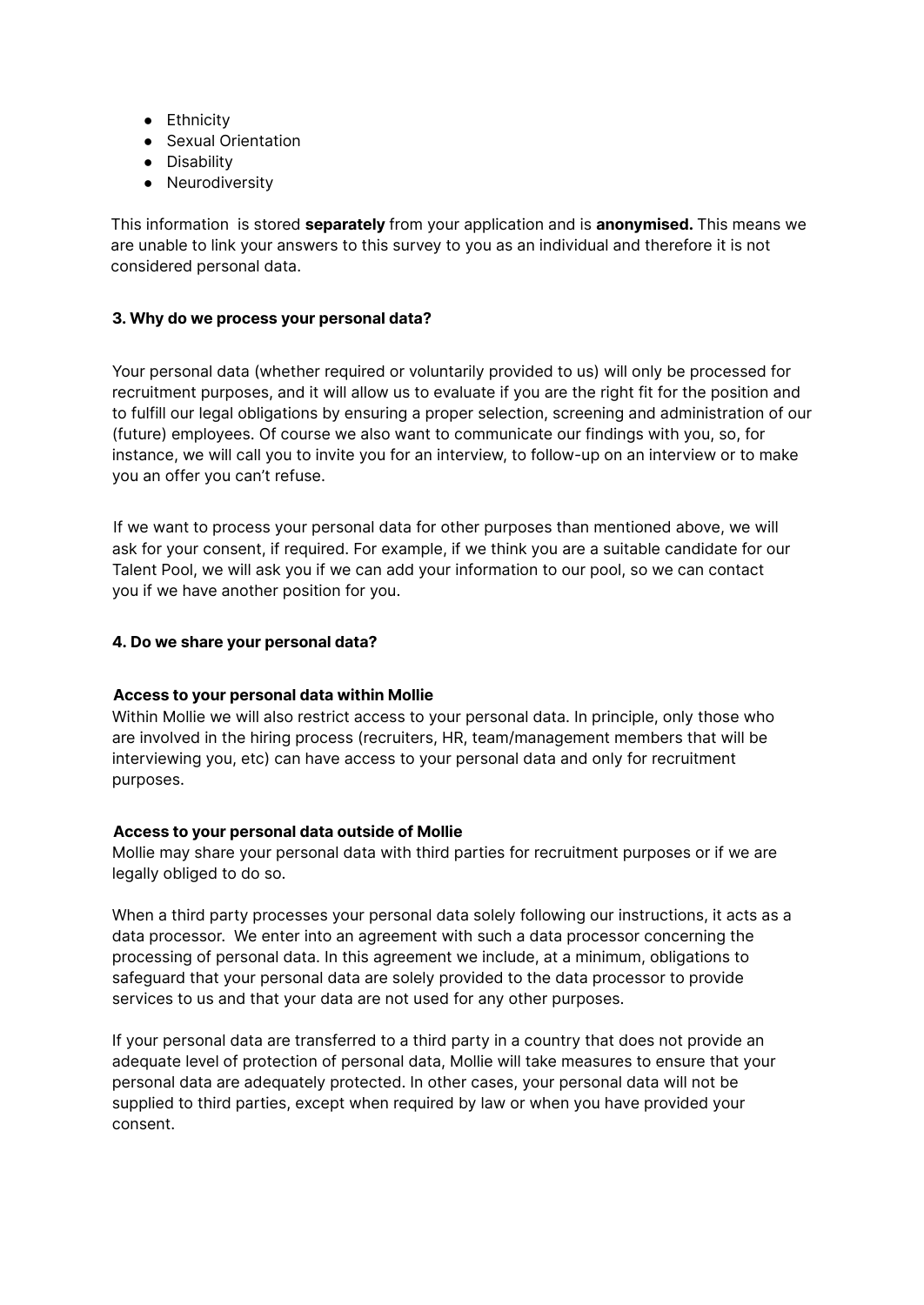- Ethnicity
- Sexual Orientation
- Disability
- Neurodiversity

This information is stored **separately** from your application and is **anonymised.** This means we are unable to link your answers to this survey to you as an individual and therefore it is not considered personal data.

**3. Why do we process your personal data?**

Your personal data (whether required or voluntarily provided to us) will only be processed for recruitment purposes, and it will allow us to evaluate if you are the right fit for the position and to fulfill our legal obligations by ensuring a proper selection, screening and administration of our (future) employees. Of course we also want to communicate our findings with you, so, for instance, we will call you to invite you for an interview, to follow-up on an interview or to make you an offer you can't refuse.

If we want to process your personal data for other purposes than mentioned above, we will ask for your consent, if required. For example, if we think you are a suitable candidate for our Talent Pool, we will ask you if we can add your information to our pool, so we can contact you if we have another position for you.

**4. Do we share your personal data?**

**Access to your personal data within Mollie**

Within Mollie we will also restrict access to your personal data. In principle, only those who are involved in the hiring process (recruiters, HR, team/management members that will be interviewing you, etc) can have access to your personal data and only for recruitment purposes.

**Access to your personal data outside of Mollie**

Mollie may share your personal data with third parties for recruitment purposes or if we are legally obliged to do so.

When a third party processes your personal data solely following our instructions, it acts as a data processor. We enter into an agreement with such a data processor concerning the processing of personal data. In this agreement we include, at a minimum, obligations to safeguard that your personal data are solely provided to the data processor to provide services to us and that your data are not used for any other purposes.

If your personal data are transferred to a third party in a country that does not provide an adequate level of protection of personal data, Mollie will take measures to ensure that your personal data are adequately protected. In other cases, your personal data will not be supplied to third parties, except when required by law or when you have provided your consent.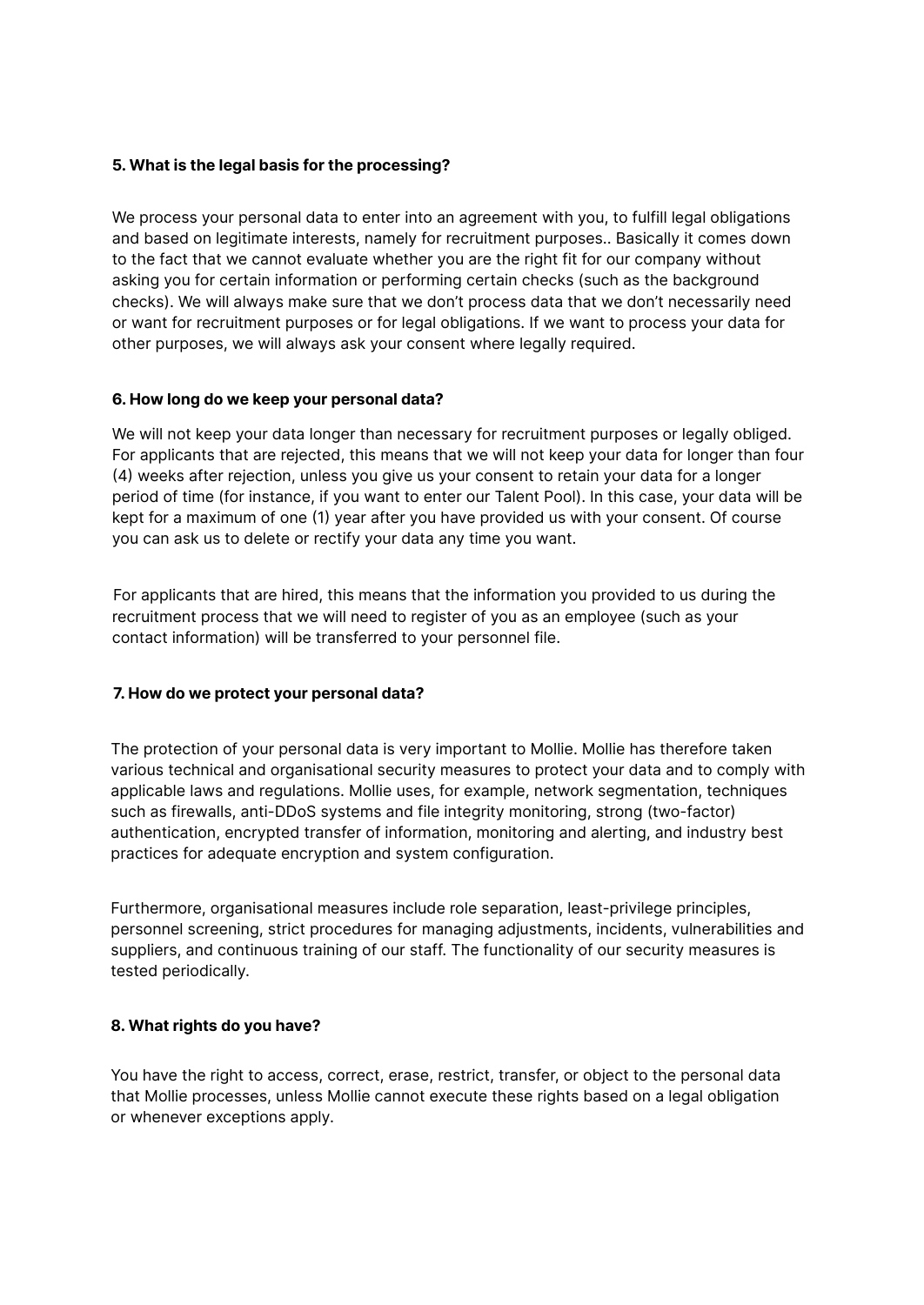### 5. What is the legal basis for the processing?

We process your personal data to enter into an agreement with you, to fulfill legal obligations and based on legitimate interests, namely for recruitment purposes.. Basically it comes down to the fact that we cannot evaluate whether you are the right fit for our company without asking you for certain information or performing certain checks (such as the background checks). We will always make sure that we don't process data that we don't necessarily need or want for recruitment purposes or for legal obligations. If we want to process your data for other purposes, we will always ask your consent where legally required.

### 6. How long do we keep your personal data?

We will not keep your data longer than necessary for recruitment purposes or legally obliged. For applicants that are rejected, this means that we will not keep your data for longer than four (4) weeks after rejection, unless you give us your consent to retain your data for a longer period of time (for instance, if you want to enter our Talent Pool). In this case, your data will be kept for a maximum of one (1) year after you have provided us with your consent. Of course you can ask us to delete or rectify your data any time you want.

For applicants that are hired, this means that the information you provided to us during the recruitment process that we will need to register of you as an employee (such as your contact information) will be transferred to your personnel file.

### 7. How do we protect your personal data?

The protection of your personal data is very important to Mollie. Mollie has therefore taken various technical and organisational security measures to protect your data and to comply with applicable laws and regulations. Mollie uses, for example, network segmentation, techniques such as firewalls, anti-DDoS systems and file integrity monitoring, strong (two-factor) authentication, encrypted transfer of information, monitoring and alerting, and industry best practices for adequate encryption and system configuration.

Furthermore, organisational measures include role separation, least-privilege principles, personnel screening, strict procedures for managing adjustments, incidents, vulnerabilities and suppliers, and continuous training of our staff. The functionality of our security measures is tested periodically.

### 8. What rights do you have?

You have the right to access, correct, erase, restrict, transfer, or object to the personal data that Mollie processes, unless Mollie cannot execute these rights based on a legal obligation or whenever exceptions apply.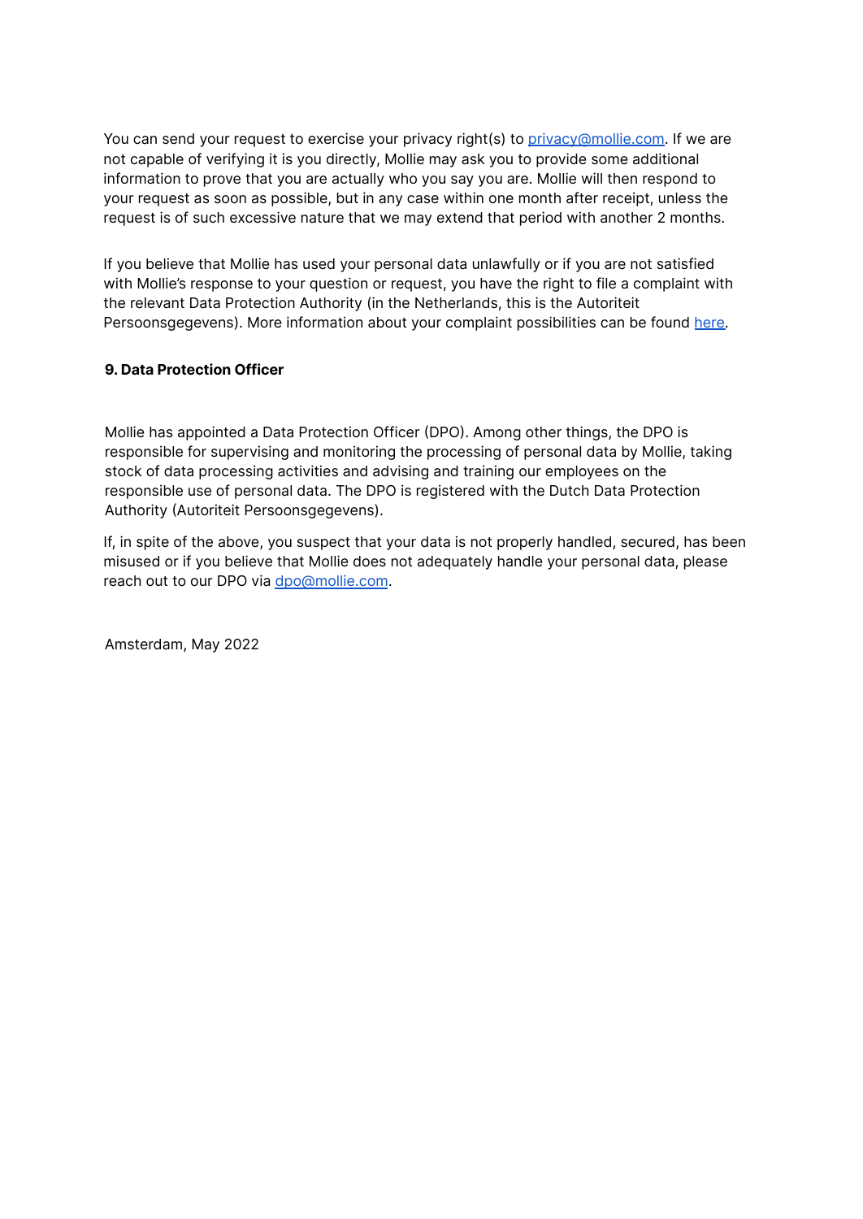You can send your request to exercise your privacy right(s) to privacy@mollie.com. If we are not capable of verifying it is you directly, Mollie may ask you to provide some additional information to prove that you are actually who you say you are. Mollie will then respond to your request as soon as possible, but in any case within one month after receipt, unless the request is of such excessive nature that we may extend that period with another 2 months.

If you believe that Mollie has used your personal data unlawfully or if you are not satisfied with Mollie's response to your question or request, you have the right to file a complaint with the relevant Data Protection Authority (in the Netherlands, this is the Autoriteit Persoonsgegevens). More information about your complaint possibilities can be found here.

**9. Data Protection Officer**

Mollie has appointed a Data Protection Officer (DPO). Among other things, the DPO is responsible for supervising and monitoring the processing of personal data by Mollie, taking stock of data processing activities and advising and training our employees on the responsible use of personal data. The DPO is registered with the Dutch Data Protection Authority (Autoriteit Persoonsgegevens).

If, in spite of the above, you suspect that your data is not properly handled, secured, has been misused or if you believe that Mollie does not adequately handle your personal data, please reach out to our DPO via dpo@mollie.com.

Amsterdam, May 2022